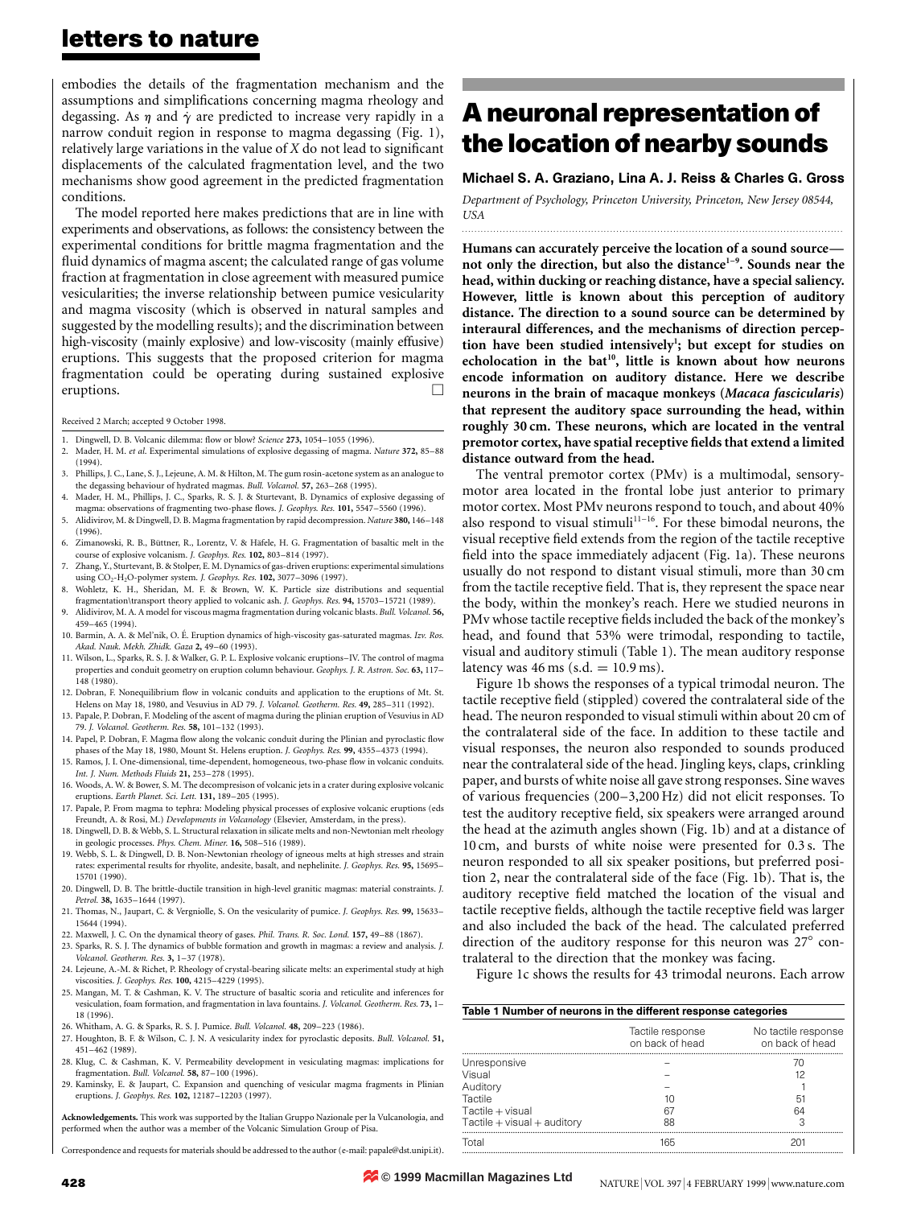embodies the details of the fragmentation mechanism and the assumptions and simplifications concerning magma rheology and degassing. As $\eta$ and $\dot{\gamma}$ are predicted to increase very rapidly in a narrow conduit region in response to magma degassing (Fig. 1), relatively large variations in the value of $X$ do not lead to significant displacements of the calculated fragmentation level, and the two mechanisms show good agreement in the predicted fragmentation conditions.

The model reported here makes predictions that are in line with experiments and observations, as follows: the consistency between the experimental conditions for brittle magma fragmentation and the fluid dynamics of magma ascent; the calculated range of gas volume fraction at fragmentation in close agreement with measured pumice vesicularities; the inverse relationship between pumice vesicularity and magma viscosity (which is observed in natural samples and suggested by the modelling results); and the discrimination between high-viscosity (mainly explosive) and low-viscosity (mainly effusive) eruptions. This suggests that the proposed criterion for magma fragmentation could be operating during sustained explosive eruptions. □

Received 2 March; accepted 9 October 1998.

1. Dingwell, D. B. Volcanic dilemma: flow or blow? *Science* **273,** 1054–1055 (1996).
2. Mader, H. M. *et al.* Experimental simulations of explosive degassing of magma. *Nature* **372,** 85–88 (1994).
3. Phillips, J. C., Lane, S. J., Lejeune, A. M. & Hilton, M. The gum rosin-acetone system as an analogue to the degassing behaviour of hydrated magmas. *Bull. Volcanol.* **57,** 263–268 (1995).
4. Mader, H. M., Phillips, J. C., Sparks, R. S. J. & Sturtevant, B. Dynamics of explosive degassing of magma: observations of fragmenting two-phase flows. *J. Geophys. Res.* **101,** 5547–5560 (1996).
5. Alidivirov, M. & Dingwell, D. B. Magma fragmentation by rapid decompression. *Nature* **380,** 146–148 (1996).
6. Zimanowski, R. B., Büttner, R., Lorentz, V. & Häfele, H. G. Fragmentation of basaltic melt in the course of explosive volcanism. *J. Geophys. Res.* **102,** 803–814 (1997).
7. Zhang, Y., Sturtevant, B. & Stolper, E. M. Dynamics of gas-driven eruptions: experimental simulations using $CO_2$-$H_2O$-polymer system. *J. Geophys. Res.* **102,** 3077–3096 (1997).
8. Wohletz, K. H., Sheridan, M. F. & Brown, W. K. Particle size distributions and sequential fragmentation\transport theory applied to volcanic ash. *J. Geophys. Res.* **94,** 15703–15721 (1989).
9. Alidivirov, M. A. A model for viscous magma fragmentation during volcanic blasts. *Bull. Volcanol.* **56,** 459–465 (1994).
10. Barmin, A. A. & Mel'nik, O. É. Eruption dynamics of high-viscosity gas-saturated magmas. *Izv. Ros. Akad. Nauk. Mekh. Zhidk. Gaza* **2,** 49–60 (1993).
11. Wilson, L., Sparks, R. S. J. & Walker, G. P. L. Explosive volcanic eruptions–IV. The control of magma properties and conduit geometry on eruption column behaviour. *Geophys. J. R. Astron. Soc.* **63,** 117–148 (1980).
12. Dobran, F. Nonequilibrium flow in volcanic conduits and application to the eruptions of Mt. St. Helens on May 18, 1980, and Vesuvius in AD 79. *J. Volcanol. Geotherm. Res.* **49,** 285–311 (1992).
13. Papale, P. Dobran, F. Modeling of the ascent of magma during the plinian eruption of Vesuvius in AD 79. *J. Volcanol. Geotherm. Res.* **58,** 101–132 (1993).
14. Papel, P. Dobran, F. Magma flow along the volcanic conduit during the Plinian and pyroclastic flow phases of the May 18, 1980, Mount St. Helens eruption. *J. Geophys. Res.* **99,** 4355–4373 (1994).
15. Ramos, J. I. One-dimensional, time-dependent, homogeneous, two-phase flow in volcanic conduits. *Int. J. Num. Methods Fluids* **21,** 253–278 (1995).
16. Woods, A. W. & Bower, S. M. The decompresison of volcanic jets in a crater during explosive volcanic eruptions. *Earth Planet. Sci. Lett.* **131,** 189–205 (1995).
17. Papale, P. From magma to tephra: Modeling physical processes of explosive volcanic eruptions (eds Freundt, A. & Rosi, M.) *Developments in Volcanology* (Elsevier, Amsterdam, in the press).
18. Dingwell, D. B. & Webb, S. L. Structural relaxation in silicate melts and non-Newtonian melt rheology in geologic processes. *Phys. Chem. Miner.* **16,** 508–516 (1989).
19. Webb, S. L. & Dingwell, D. B. Non-Newtonian rheology of igneous melts at high stresses and strain rates: experimental results for rhyolite, andesite, basalt, and nephelinite. *J. Geophys. Res.* **95,** 15695–15701 (1990).
20. Dingwell, D. B. The brittle-ductile transition in high-level granitic magmas: material constraints. *J. Petrol.* **38,** 1635–1644 (1997).
21. Thomas, N., Jaupart, C. & Vergniolle, S. On the vesicularity of pumice. *J. Geophys. Res.* **99,** 15633–15644 (1994).
22. Maxwell, J. C. On the dynamical theory of gases. *Phil. Trans. R. Soc. Lond.* **157,** 49–88 (1867).
23. Sparks, R. S. J. The dynamics of bubble formation and growth in magmas: a review and analysis. *J. Volcanol. Geotherm. Res.* **3,** 1–37 (1978).
24. Lejeune, A.-M. & Richet, P. Rheology of crystal-bearing silicate melts: an experimental study at high viscosities. *J. Geophys. Res.* **100,** 4215–4229 (1995).
25. Mangan, M. T. & Cashman, K. V. The structure of basaltic scoria and reticulite and inferences for vesiculation, foam formation, and fragmentation in lava fountains. *J. Volcanol. Geotherm. Res.* **73,** 1–18 (1996).
26. Whitham, A. G. & Sparks, R. S. J. Pumice. *Bull. Volcanol.* **48,** 209–223 (1986).
27. Houghton, B. F. & Wilson, C. J. N. A vesicularity index for pyroclastic deposits. *Bull. Volcanol.* **51,** 451–462 (1989).
28. Klug, C. & Cashman, K. V. Permeability development in vesiculating magmas: implications for fragmentation. *Bull. Volcanol.* **58,** 87–100 (1996).
29. Kaminsky, E. & Jaupart, C. Expansion and quenching of vesicular magma fragments in Plinian eruptions. *J. Geophys. Res.* **102,** 12187–12203 (1997).

**Acknowledgements.** This work was supported by the Italian Gruppo Nazionale per la Vulcanologia, and performed when the author was a member of the Volcanic Simulation Group of Pisa.

Correspondence and requests for materials should be addressed to the author (e-mail: papale@dst.unipi.it).

# A neuronal representation of the location of nearby sounds

**Michael S. A. Graziano, Lina A. J. Reiss & Charles G. Gross**

*Department of Psychology, Princeton University, Princeton, New Jersey 08544, USA*

**Humans can accurately perceive the location of a sound source—not only the direction, but also the distance[1–9]. Sounds near the head, within ducking or reaching distance, have a special saliency. However, little is known about this perception of auditory distance. The direction to a sound source can be determined by interaural differences, and the mechanisms of direction perception have been studied intensively[1]; but except for studies on echolocation in the bat[10], little is known about how neurons encode information on auditory distance. Here we describe neurons in the brain of macaque monkeys (*Macaca fascicularis*) that represent the auditory space surrounding the head, within roughly 30 cm. These neurons, which are located in the ventral premotor cortex, have spatial receptive fields that extend a limited distance outward from the head.**

The ventral premotor cortex (PMv) is a multimodal, sensory-motor area located in the frontal lobe just anterior to primary motor cortex. Most PMv neurons respond to touch, and about 40% also respond to visual stimuli[11–16]. For these bimodal neurons, the visual receptive field extends from the region of the tactile receptive field into the space immediately adjacent (Fig. 1a). These neurons usually do not respond to distant visual stimuli, more than 30 cm from the tactile receptive field. That is, they represent the space near the body, within the monkey's reach. Here we studied neurons in PMv whose tactile receptive fields included the back of the monkey's head, and found that 53% were trimodal, responding to tactile, visual and auditory stimuli (Table 1). The mean auditory response latency was 46 ms (s.d. = 10.9 ms).

Figure 1b shows the responses of a typical trimodal neuron. The tactile receptive field (stippled) covered the contralateral side of the head. The neuron responded to visual stimuli within about 20 cm of the contralateral side of the face. In addition to these tactile and visual responses, the neuron also responded to sounds produced near the contralateral side of the head. Jingling keys, claps, crinkling paper, and bursts of white noise all gave strong responses. Sine waves of various frequencies (200–3,200 Hz) did not elicit responses. To test the auditory receptive field, six speakers were arranged around the head at the azimuth angles shown (Fig. 1b) and at a distance of 10 cm, and bursts of white noise were presented for 0.3 s. The neuron responded to all six speaker positions, but preferred position 2, near the contralateral side of the face (Fig. 1b). That is, the auditory receptive field matched the location of the visual and tactile receptive fields, although the tactile receptive field was larger and also included the back of the head. The calculated preferred direction of the auditory response for this neuron was 27° contralateral to the direction that the monkey was facing.

Figure 1c shows the results for 43 trimodal neurons. Each arrow

**Table 1 Number of neurons in the different response categories**

| | Tactile response on back of head | No tactile response on back of head |
|---|---|---|
| Unresponsive | – | 70 |
| Visual | – | 12 |
| Auditory | – | 1 |
| Tactile | 10 | 51 |
| Tactile + visual | 67 | 64 |
| Tactile + visual + auditory | 88 | 3 |
| Total | 165 | 201 |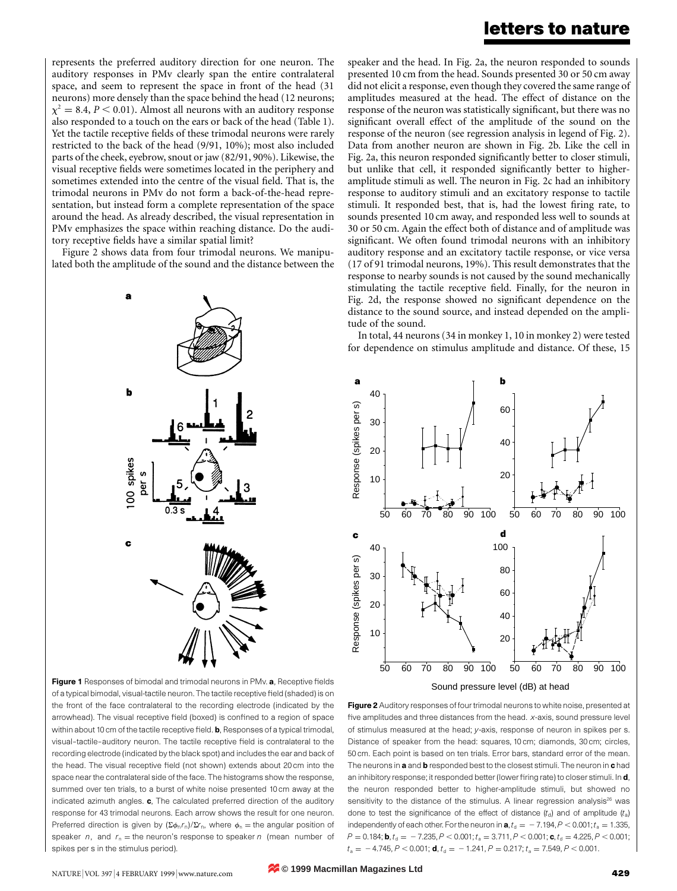represents the preferred auditory direction for one neuron. The auditory responses in PMv clearly span the entire contralateral space, and seem to represent the space in front of the head (31 neurons) more densely than the space behind the head (12 neurons; $\chi^2 = 8.4$, $P < 0.01$). Almost all neurons with an auditory response also responded to a touch on the ears or back of the head (Table 1). Yet the tactile receptive fields of these trimodal neurons were rarely restricted to the back of the head (9/91, 10%); most also included parts of the cheek, eyebrow, snout or jaw (82/91, 90%). Likewise, the visual receptive fields were sometimes located in the periphery and sometimes extended into the centre of the visual field. That is, the trimodal neurons in PMv do not form a back-of-the-head representation, but instead form a complete representation of the space around the head. As already described, the visual representation in PMv emphasizes the space within reaching distance. Do the auditory receptive fields have a similar spatial limit?

Figure 2 shows data from four trimodal neurons. We manipulated both the amplitude of the sound and the distance between the speaker and the head. In Fig. 2a, the neuron responded to sounds presented 10 cm from the head. Sounds presented 30 or 50 cm away did not elicit a response, even though they covered the same range of amplitudes measured at the head. The effect of distance on the response of the neuron was statistically significant, but there was no significant overall effect of the amplitude of the sound on the response of the neuron (see regression analysis in legend of Fig. 2). Data from another neuron are shown in Fig. 2b. Like the cell in Fig. 2a, this neuron responded significantly better to closer stimuli, but unlike that cell, it responded significantly better to higher-amplitude stimuli as well. The neuron in Fig. 2c had an inhibitory response to auditory stimuli and an excitatory response to tactile stimuli. It responded best, that is, had the lowest firing rate, to sounds presented 10 cm away, and responded less well to sounds at 30 or 50 cm. Again the effect both of distance and of amplitude was significant. We often found trimodal neurons with an inhibitory auditory response and an excitatory tactile response, or vice versa (17 of 91 trimodal neurons, 19%). This result demonstrates that the response to nearby sounds is not caused by the sound mechanically stimulating the tactile receptive field. Finally, for the neuron in Fig. 2d, the response showed no significant dependence on the distance to the sound source, and instead depended on the amplitude of the sound.

In total, 44 neurons (34 in monkey 1, 10 in monkey 2) were tested for dependence on stimulus amplitude and distance. Of these, 15

**Figure 1** Responses of bimodal and trimodal neurons in PMv. **a**, Receptive fields of a typical bimodal, visual-tactile neuron. The tactile receptive field (shaded) is on the front of the face contralateral to the recording electrode (indicated by the arrowhead). The visual receptive field (boxed) is confined to a region of space within about 10 cm of the tactile receptive field. **b**, Responses of a typical trimodal, visual–tactile–auditory neuron. The tactile receptive field is contralateral to the recording electrode (indicated by the black spot) and includes the ear and back of the head. The visual receptive field (not shown) extends about 20 cm into the space near the contralateral side of the face. The histograms show the response, summed over ten trials, to a burst of white noise presented 10 cm away at the indicated azimuth angles. **c**, The calculated preferred direction of the auditory response for 43 trimodal neurons. Each arrow shows the result for one neuron. Preferred direction is given by $(\Sigma\phi_n r_n)/\Sigma r_n$, where $\phi_n$ = the angular position of speaker $n$, and $r_n$ = the neuron's response to speaker $n$ (mean number of spikes per s in the stimulus period).

**Figure 2** Auditory responses of four trimodal neurons to white noise, presented at five amplitudes and three distances from the head. $x$-axis, sound pressure level of stimulus measured at the head; $y$-axis, response of neuron in spikes per s. Distance of speaker from the head: squares, 10 cm; diamonds, 30 cm; circles, 50 cm. Each point is based on ten trials. Error bars, standard error of the mean. The neurons in **a** and **b** responded best to the closest stimuli. The neuron in **c** had an inhibitory response; it responded better (lower firing rate) to closer stimuli. In **d**, the neuron responded better to higher-amplitude stimuli, but showed no sensitivity to the distance of the stimulus. A linear regression analysis[26] was done to test the significance of the effect of distance ($t_d$) and of amplitude ($t_a$) independently of each other. For the neuron in **a**, $t_d = -7.194, P < 0.001; t_a = 1.335, P = 0.184$; **b**, $t_d = -7.235, P < 0.001; t_a = 3.711, P < 0.001$; **c**, $t_d = 4.225, P < 0.001; t_a = -4.745, P < 0.001$; **d**, $t_d = -1.241, P = 0.217; t_a = 7.549, P < 0.001$.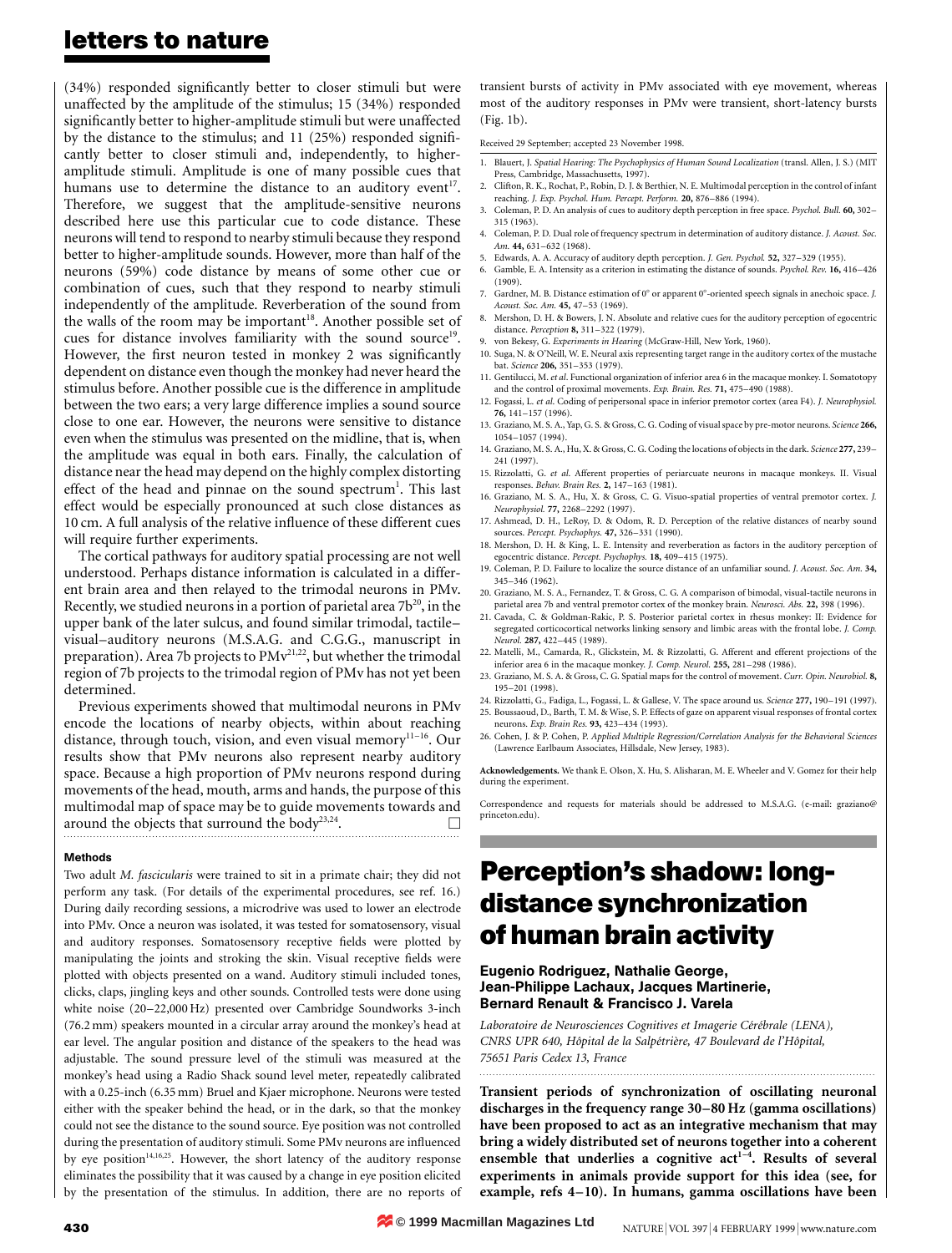(34%) responded significantly better to closer stimuli but were unaffected by the amplitude of the stimulus; 15 (34%) responded significantly better to higher-amplitude stimuli but were unaffected by the distance to the stimulus; and 11 (25%) responded significantly better to closer stimuli and, independently, to higher-amplitude stimuli. Amplitude is one of many possible cues that humans use to determine the distance to an auditory event[17]. Therefore, we suggest that the amplitude-sensitive neurons described here use this particular cue to code distance. These neurons will tend to respond to nearby stimuli because they respond better to higher-amplitude sounds. However, more than half of the neurons (59%) code distance by means of some other cue or combination of cues, such that they respond to nearby stimuli independently of the amplitude. Reverberation of the sound from the walls of the room may be important[18]. Another possible set of cues for distance involves familiarity with the sound source[19]. However, the first neuron tested in monkey 2 was significantly dependent on distance even though the monkey had never heard the stimulus before. Another possible cue is the difference in amplitude between the two ears; a very large difference implies a sound source close to one ear. However, the neurons were sensitive to distance even when the stimulus was presented on the midline, that is, when the amplitude was equal in both ears. Finally, the calculation of distance near the head may depend on the highly complex distorting effect of the head and pinnae on the sound spectrum[1]. This last effect would be especially pronounced at such close distances as 10 cm. A full analysis of the relative influence of these different cues will require further experiments.

The cortical pathways for auditory spatial processing are not well understood. Perhaps distance information is calculated in a different brain area and then relayed to the trimodal neurons in PMv. Recently, we studied neurons in a portion of parietal area 7b[20], in the upper bank of the later sulcus, and found similar trimodal, tactile–visual–auditory neurons (M.S.A.G. and C.G.G., manuscript in preparation). Area 7b projects to PMv[21,22], but whether the trimodal region of 7b projects to the trimodal region of PMv has not yet been determined.

Previous experiments showed that multimodal neurons in PMv encode the locations of nearby objects, within about reaching distance, through touch, vision, and even visual memory[11–16]. Our results show that PMv neurons also represent nearby auditory space. Because a high proportion of PMv neurons respond during movements of the head, mouth, arms and hands, the purpose of this multimodal map of space may be to guide movements towards and around the objects that surround the body[23,24]. □

### Methods

Two adult *M. fascicularis* were trained to sit in a primate chair; they did not perform any task. (For details of the experimental procedures, see ref. 16.) During daily recording sessions, a microdrive was used to lower an electrode into PMv. Once a neuron was isolated, it was tested for somatosensory, visual and auditory responses. Somatosensory receptive fields were plotted by manipulating the joints and stroking the skin. Visual receptive fields were plotted with objects presented on a wand. Auditory stimuli included tones, clicks, claps, jingling keys and other sounds. Controlled tests were done using white noise (20–22,000 Hz) presented over Cambridge Soundworks 3-inch (76.2 mm) speakers mounted in a circular array around the monkey's head at ear level. The angular position and distance of the speakers to the head was adjustable. The sound pressure level of the stimuli was measured at the monkey's head using a Radio Shack sound level meter, repeatedly calibrated with a 0.25-inch (6.35 mm) Bruel and Kjaer microphone. Neurons were tested either with the speaker behind the head, or in the dark, so that the monkey could not see the distance to the sound source. Eye position was not controlled during the presentation of auditory stimuli. Some PMv neurons are influenced by eye position[14,16,25]. However, the short latency of the auditory response eliminates the possibility that it was caused by a change in eye position elicited by the presentation of the stimulus. In addition, there are no reports of transient bursts of activity in PMv associated with eye movement, whereas most of the auditory responses in PMv were transient, short-latency bursts (Fig. 1b).

Received 29 September; accepted 23 November 1998.

1. Blauert, J. *Spatial Hearing: The Psychophysics of Human Sound Localization* (transl. Allen, J. S.) (MIT Press, Cambridge, Massachusetts, 1997).
2. Clifton, R. K., Rochat, P., Robin, D. J. & Berthier, N. E. Multimodal perception in the control of infant reaching. *J. Exp. Psychol. Hum. Percept. Perform.* **20,** 876–886 (1994).
3. Coleman, P. D. An analysis of cues to auditory depth perception in free space. *Psychol. Bull.* **60,** 302–315 (1963).
4. Coleman, P. D. Dual role of frequency spectrum in determination of auditory distance. *J. Acoust. Soc. Am.* **44,** 631–632 (1968).
5. Edwards, A. A. Accuracy of auditory depth perception. *J. Gen. Psychol.* **52,** 327–329 (1955).
6. Gamble, E. A. Intensity as a criterion in estimating the distance of sounds. *Psychol. Rev.* **16,** 416–426 (1909).
7. Gardner, M. B. Distance estimation of 0° or apparent 0°-oriented speech signals in anechoic space. *J. Acoust. Soc. Am.* **45,** 47–53 (1969).
8. Mershon, D. H. & Bowers, J. N. Absolute and relative cues for the auditory perception of egocentric distance. *Perception* **8,** 311–322 (1979).
9. von Bekesy, G. *Experiments in Hearing* (McGraw-Hill, New York, 1960).
10. Suga, N. & O'Neill, W. E. Neural axis representing target range in the auditory cortex of the mustache bat. *Science* **206,** 351–353 (1979).
11. Gentilucci, M. *et al.* Functional organization of inferior area 6 in the macaque monkey. I. Somatotopy and the control of proximal movements. *Exp. Brain. Res.* **71,** 475–490 (1988).
12. Fogassi, L. *et al.* Coding of peripersonal space in inferior premotor cortex (area F4). *J. Neurophysiol.* **76,** 141–157 (1996).
13. Graziano, M. S. A., Yap, G. S. & Gross, C. G. Coding of visual space by pre-motor neurons. *Science* **266,** 1054–1057 (1994).
14. Graziano, M. S. A., Hu, X. & Gross, C. G. Coding the locations of objects in the dark. *Science* **277,** 239–241 (1997).
15. Rizzolatti, G. *et al.* Afferent properties of periarcuate neurons in macaque monkeys. II. Visual responses. *Behav. Brain Res.* **2,** 147–163 (1981).
16. Graziano, M. S. A., Hu, X. & Gross, C. G. Visuo-spatial properties of ventral premotor cortex. *J. Neurophysiol.* **77,** 2268–2292 (1997).
17. Ashmead, D. H., LeRoy, D. & Odom, R. D. Perception of the relative distances of nearby sound sources. *Percept. Psychophys.* **47,** 326–331 (1990).
18. Mershon, D. H. & King, L. E. Intensity and reverberation as factors in the auditory perception of egocentric distance. *Percept. Psychophys.* **18,** 409–415 (1975).
19. Coleman, P. D. Failure to localize the source distance of an unfamiliar sound. *J. Acoust. Soc. Am.* **34,** 345–346 (1962).
20. Graziano, M. S. A., Fernandez, T. & Gross, C. G. A comparison of bimodal, visual-tactile neurons in parietal area 7b and ventral premotor cortex of the monkey brain. *Neurosci. Abs.* **22,** 398 (1996).
21. Cavada, C. & Goldman-Rakic, P. S. Posterior parietal cortex in rhesus monkey: II: Evidence for segregated corticocortical networks linking sensory and limbic areas with the frontal lobe. *J. Comp. Neurol.* **287,** 422–445 (1989).
22. Matelli, M., Camarda, R., Glickstein, M. & Rizzolatti, G. Afferent and efferent projections of the inferior area 6 in the macaque monkey. *J. Comp. Neurol.* **255,** 281–298 (1986).
23. Graziano, M. S. A. & Gross, C. G. Spatial maps for the control of movement. *Curr. Opin. Neurobiol.* **8,** 195–201 (1998).
24. Rizzolatti, G., Fadiga, L., Fogassi, L. & Gallese, V. The space around us. *Science* **277,** 190–191 (1997).
25. Boussaoud, D., Barth, T. M. & Wise, S. P. Effects of gaze on apparent visual responses of frontal cortex neurons. *Exp. Brain Res.* **93,** 423–434 (1993).
26. Cohen, J. & P. Cohen, P. *Applied Multiple Regression/Correlation Analysis for the Behavioral Sciences* (Lawrence Earlbaum Associates, Hillsdale, New Jersey, 1983).

**Acknowledgements.** We thank E. Olson, X. Hu, S. Alisharan, M. E. Wheeler and V. Gomez for their help during the experiment.

Correspondence and requests for materials should be addressed to M.S.A.G. (e-mail: graziano@princeton.edu).

# Perception's shadow: long-distance synchronization of human brain activity

**Eugenio Rodriguez, Nathalie George, Jean-Philippe Lachaux, Jacques Martinerie, Bernard Renault & Francisco J. Varela**

*Laboratoire de Neurosciences Cognitives et Imagerie Cérébrale (LENA), CNRS UPR 640, Hôpital de la Salpétrière, 47 Boulevard de l'Hôpital, 75651 Paris Cedex 13, France*

**Transient periods of synchronization of oscillating neuronal discharges in the frequency range 30–80 Hz (gamma oscillations) have been proposed to act as an integrative mechanism that may bring a widely distributed set of neurons together into a coherent ensemble that underlies a cognitive act[1–4]. Results of several experiments in animals provide support for this idea (see, for example, refs 4–10). In humans, gamma oscillations have been**